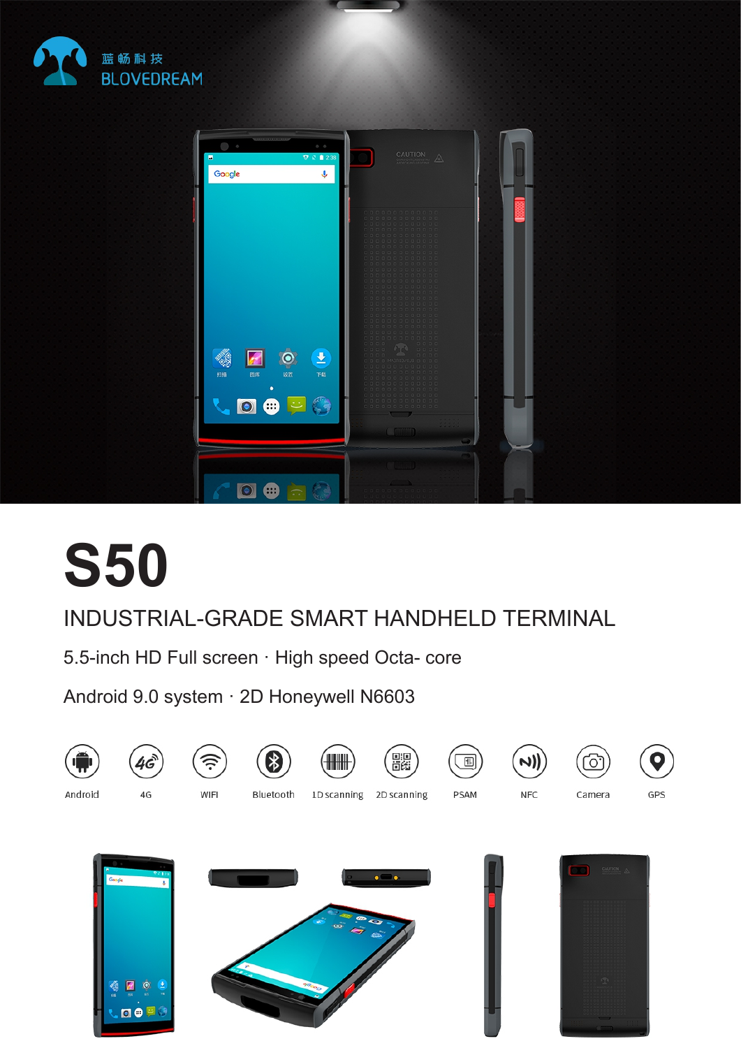蓝畅科技
BLOVEDREAM

# S50

## INDUSTRIAL-GRADE SMART HANDHELD TERMINAL

5.5-inch HD Full screen · High speed Octa- core

Android 9.0 system · 2D Honeywell N6603

Android | 4G | WIFI | Bluetooth | 1D scanning | 2D scanning | PSAM | NFC | Camera | GPS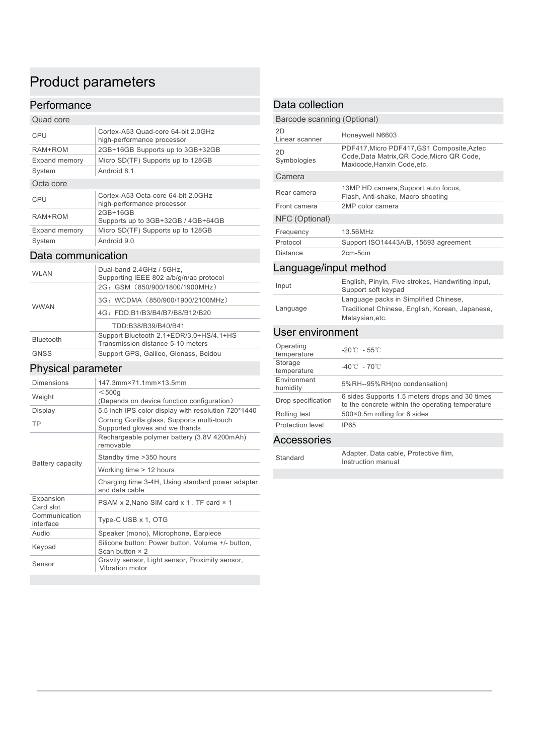# Product parameters

## Performance

| | |
|---|---|
| **Quad core** | |
| CPU | Cortex-A53 Quad-core 64-bit 2.0GHz high-performance processor |
| RAM+ROM | 2GB+16GB Supports up to 3GB+32GB |
| Expand memory | Micro SD(TF) Supports up to 128GB |
| System | Android 8.1 |
| **Octa core** | |
| CPU | Cortex-A53 Octa-core 64-bit 2.0GHz high-performance processor |
| RAM+ROM | 2GB+16GB Supports up to 3GB+32GB / 4GB+64GB |
| Expand memory | Micro SD(TF) Supports up to 128GB |
| System | Android 9.0 |

## Data communication

| | |
|---|---|
| WLAN | Dual-band 2.4GHz / 5GHz, Supporting IEEE 802 a/b/g/n/ac protocol |
| WWAN | 2G：GSM（850/900/1800/1900MHz） |
| | 3G：WCDMA（850/900/1900/2100MHz） |
| | 4G：FDD:B1/B3/B4/B7/B8/B12/B20 |
| | TDD:B38/B39/B40/B41 |
| Bluetooth | Support Bluetooth 2.1+EDR/3.0+HS/4.1+HS Transmission distance 5-10 meters |
| GNSS | Support GPS, Galileo, Glonass, Beidou |

## Physical parameter

| | |
|---|---|
| Dimensions | 147.3mm×71.1mm×13.5mm |
| Weight | ＜500g (Depends on device function configuration） |
| Display | 5.5 inch IPS color display with resolution 720*1440 |
| TP | Corning Gorilla glass, Supports multi-touch Supported gloves and we thands |
| Battery capacity | Rechargeable polymer battery (3.8V 4200mAh) removable |
| | Standby time >350 hours |
| | Working time > 12 hours |
| | Charging time 3-4H, Using standard power adapter and data cable |
| Expansion Card slot | PSAM x 2,Nano SIM card x 1 , TF card × 1 |
| Communication interface | Type-C USB x 1, OTG |
| Audio | Speaker (mono), Microphone, Earpiece |
| Keypad | Silicone button: Power button, Volume +/- button, Scan button × 2 |
| Sensor | Gravity sensor, Light sensor, Proximity sensor, Vibration motor |

## Data collection

| | |
|---|---|
| **Barcode scanning (Optional)** | |
| 2D Linear scanner | Honeywell N6603 |
| 2D Symbologies | PDF417,Micro PDF417,GS1 Composite,Aztec Code,Data Matrix,QR Code,Micro QR Code, Maxicode,Hanxin Code,etc. |
| **Camera** | |
| Rear camera | 13MP HD camera,Support auto focus, Flash, Anti-shake, Macro shooting |
| Front camera | 2MP color camera |
| **NFC (Optional)** | |
| Frequency | 13.56MHz |
| Protocol | Support ISO14443A/B, 15693 agreement |
| Distance | 2cm-5cm |

## Language/input method

| | |
|---|---|
| Input | English, Pinyin, Five strokes, Handwriting input, Support soft keypad |
| Language | Language packs in Simplified Chinese, Traditional Chinese, English, Korean, Japanese, Malaysian,etc. |

## User environment

| | |
|---|---|
| Operating temperature | -20℃ - 55℃ |
| Storage temperature | -40℃ - 70℃ |
| Environment humidity | 5%RH--95%RH(no condensation) |
| Drop specification | 6 sides Supports 1.5 meters drops and 30 times to the concrete within the operating temperature |
| Rolling test | 500×0.5m rolling for 6 sides |
| Protection level | IP65 |

## Accessories

| | |
|---|---|
| Standard | Adapter, Data cable, Protective film, Instruction manual |